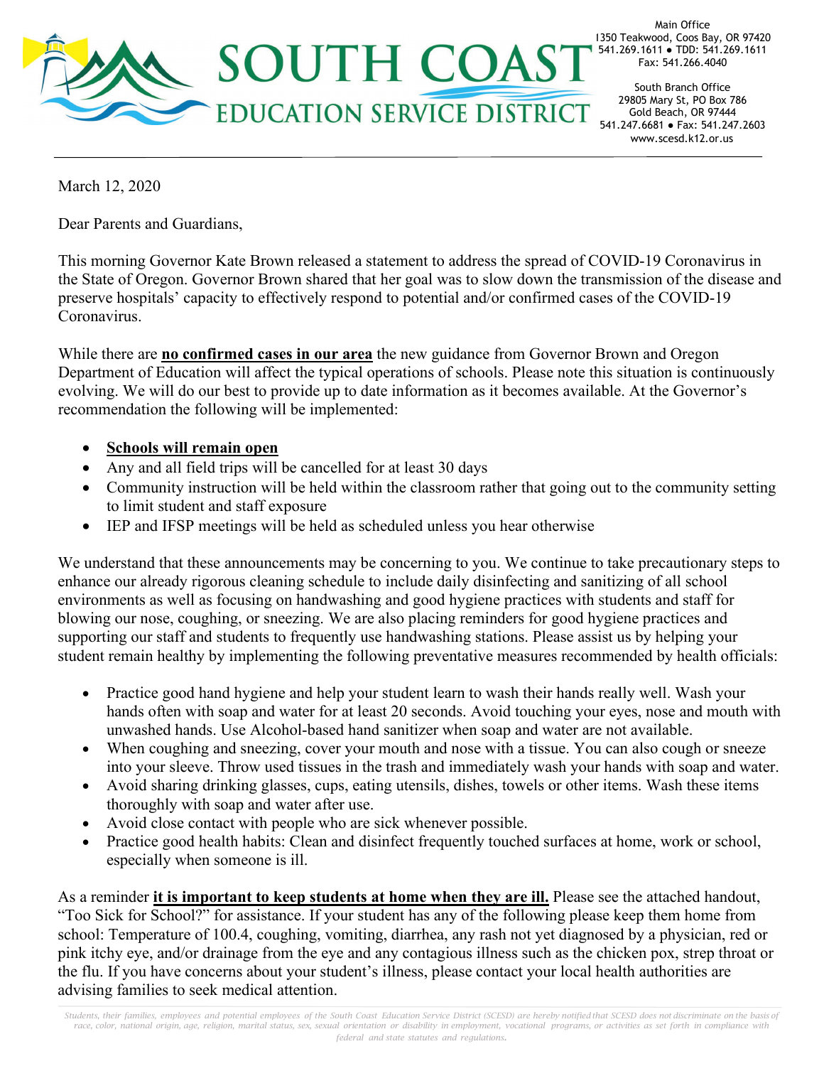# SOUTH COAST EDUCATION SERVICE DISTRICT

Main Office
1350 Teakwood, Coos Bay, OR 97420
541.269.1611 ● TDD: 541.269.1611
Fax: 541.266.4040

South Branch Office
29805 Mary St, PO Box 786
Gold Beach, OR 97444
541.247.6681 ● Fax: 541.247.2603
www.scesd.k12.or.us

March 12, 2020

Dear Parents and Guardians,

This morning Governor Kate Brown released a statement to address the spread of COVID-19 Coronavirus in the State of Oregon. Governor Brown shared that her goal was to slow down the transmission of the disease and preserve hospitals' capacity to effectively respond to potential and/or confirmed cases of the COVID-19 Coronavirus.

While there are **no confirmed cases in our area** the new guidance from Governor Brown and Oregon Department of Education will affect the typical operations of schools. Please note this situation is continuously evolving. We will do our best to provide up to date information as it becomes available. At the Governor's recommendation the following will be implemented:

- **Schools will remain open**
- Any and all field trips will be cancelled for at least 30 days
- Community instruction will be held within the classroom rather that going out to the community setting to limit student and staff exposure
- IEP and IFSP meetings will be held as scheduled unless you hear otherwise

We understand that these announcements may be concerning to you. We continue to take precautionary steps to enhance our already rigorous cleaning schedule to include daily disinfecting and sanitizing of all school environments as well as focusing on handwashing and good hygiene practices with students and staff for blowing our nose, coughing, or sneezing. We are also placing reminders for good hygiene practices and supporting our staff and students to frequently use handwashing stations. Please assist us by helping your student remain healthy by implementing the following preventative measures recommended by health officials:

- Practice good hand hygiene and help your student learn to wash their hands really well. Wash your hands often with soap and water for at least 20 seconds. Avoid touching your eyes, nose and mouth with unwashed hands. Use Alcohol-based hand sanitizer when soap and water are not available.
- When coughing and sneezing, cover your mouth and nose with a tissue. You can also cough or sneeze into your sleeve. Throw used tissues in the trash and immediately wash your hands with soap and water.
- Avoid sharing drinking glasses, cups, eating utensils, dishes, towels or other items. Wash these items thoroughly with soap and water after use.
- Avoid close contact with people who are sick whenever possible.
- Practice good health habits: Clean and disinfect frequently touched surfaces at home, work or school, especially when someone is ill.

As a reminder **it is important to keep students at home when they are ill.** Please see the attached handout, "Too Sick for School?" for assistance. If your student has any of the following please keep them home from school: Temperature of 100.4, coughing, vomiting, diarrhea, any rash not yet diagnosed by a physician, red or pink itchy eye, and/or drainage from the eye and any contagious illness such as the chicken pox, strep throat or the flu. If you have concerns about your student's illness, please contact your local health authorities are advising families to seek medical attention.

*Students, their families, employees and potential employees of the South Coast Education Service District (SCESD) are hereby notified that SCESD does not discriminate on the basis of race, color, national origin, age, religion, marital status, sex, sexual orientation or disability in employment, vocational programs, or activities as set forth in compliance with federal and state statutes and regulations.*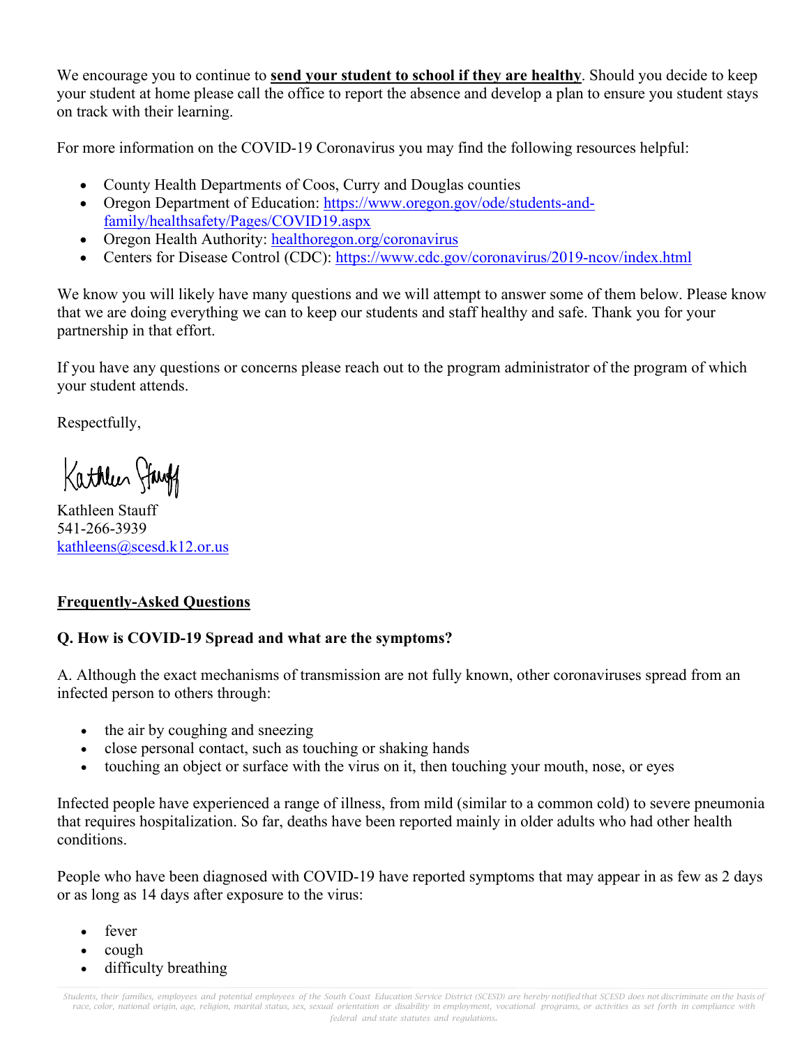We encourage you to continue to **send your student to school if they are healthy**. Should you decide to keep your student at home please call the office to report the absence and develop a plan to ensure you student stays on track with their learning.

For more information on the COVID-19 Coronavirus you may find the following resources helpful:

- County Health Departments of Coos, Curry and Douglas counties
- Oregon Department of Education: https://www.oregon.gov/ode/students-and-family/healthsafety/Pages/COVID19.aspx
- Oregon Health Authority: healthoregon.org/coronavirus
- Centers for Disease Control (CDC): https://www.cdc.gov/coronavirus/2019-ncov/index.html

We know you will likely have many questions and we will attempt to answer some of them below. Please know that we are doing everything we can to keep our students and staff healthy and safe. Thank you for your partnership in that effort.

If you have any questions or concerns please reach out to the program administrator of the program of which your student attends.

Respectfully,

Kathleen Stauff
541-266-3939
kathleens@scesd.k12.or.us

## Frequently-Asked Questions

**Q. How is COVID-19 Spread and what are the symptoms?**

A. Although the exact mechanisms of transmission are not fully known, other coronaviruses spread from an infected person to others through:

- the air by coughing and sneezing
- close personal contact, such as touching or shaking hands
- touching an object or surface with the virus on it, then touching your mouth, nose, or eyes

Infected people have experienced a range of illness, from mild (similar to a common cold) to severe pneumonia that requires hospitalization. So far, deaths have been reported mainly in older adults who had other health conditions.

People who have been diagnosed with COVID-19 have reported symptoms that may appear in as few as 2 days or as long as 14 days after exposure to the virus:

- fever
- cough
- difficulty breathing

*Students, their families, employees and potential employees of the South Coast Education Service District (SCESD) are hereby notified that SCESD does not discriminate on the basis of race, color, national origin, age, religion, marital status, sex, sexual orientation or disability in employment, vocational programs, or activities as set forth in compliance with federal and state statutes and regulations.*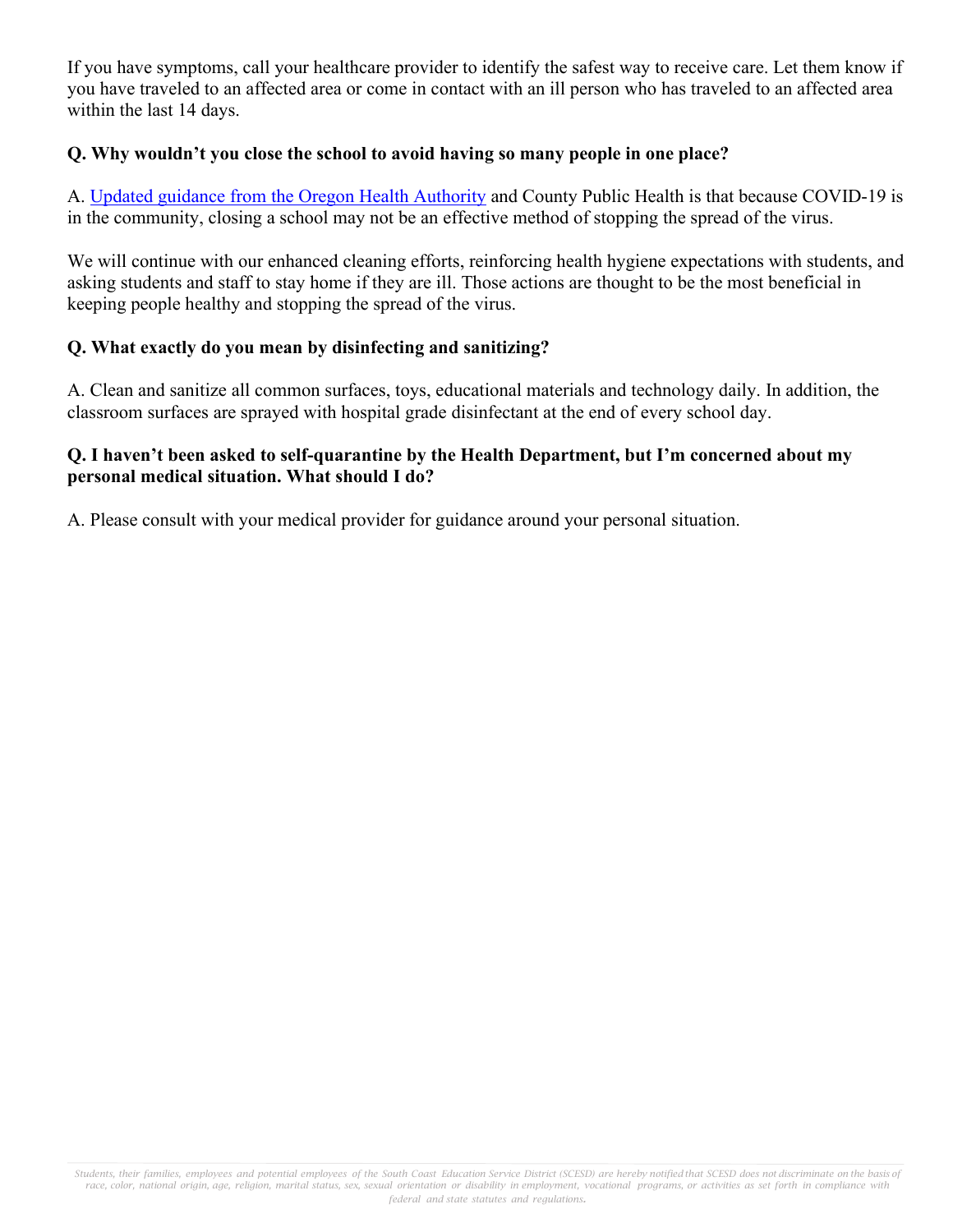If you have symptoms, call your healthcare provider to identify the safest way to receive care. Let them know if you have traveled to an affected area or come in contact with an ill person who has traveled to an affected area within the last 14 days.

**Q. Why wouldn't you close the school to avoid having so many people in one place?**

A. Updated guidance from the Oregon Health Authority and County Public Health is that because COVID-19 is in the community, closing a school may not be an effective method of stopping the spread of the virus.

We will continue with our enhanced cleaning efforts, reinforcing health hygiene expectations with students, and asking students and staff to stay home if they are ill. Those actions are thought to be the most beneficial in keeping people healthy and stopping the spread of the virus.

**Q. What exactly do you mean by disinfecting and sanitizing?**

A. Clean and sanitize all common surfaces, toys, educational materials and technology daily. In addition, the classroom surfaces are sprayed with hospital grade disinfectant at the end of every school day.

**Q. I haven't been asked to self-quarantine by the Health Department, but I'm concerned about my personal medical situation. What should I do?**

A. Please consult with your medical provider for guidance around your personal situation.

*Students, their families, employees and potential employees of the South Coast Education Service District (SCESD) are hereby notified that SCESD does not discriminate on the basis of race, color, national origin, age, religion, marital status, sex, sexual orientation or disability in employment, vocational programs, or activities as set forth in compliance with federal and state statutes and regulations.*